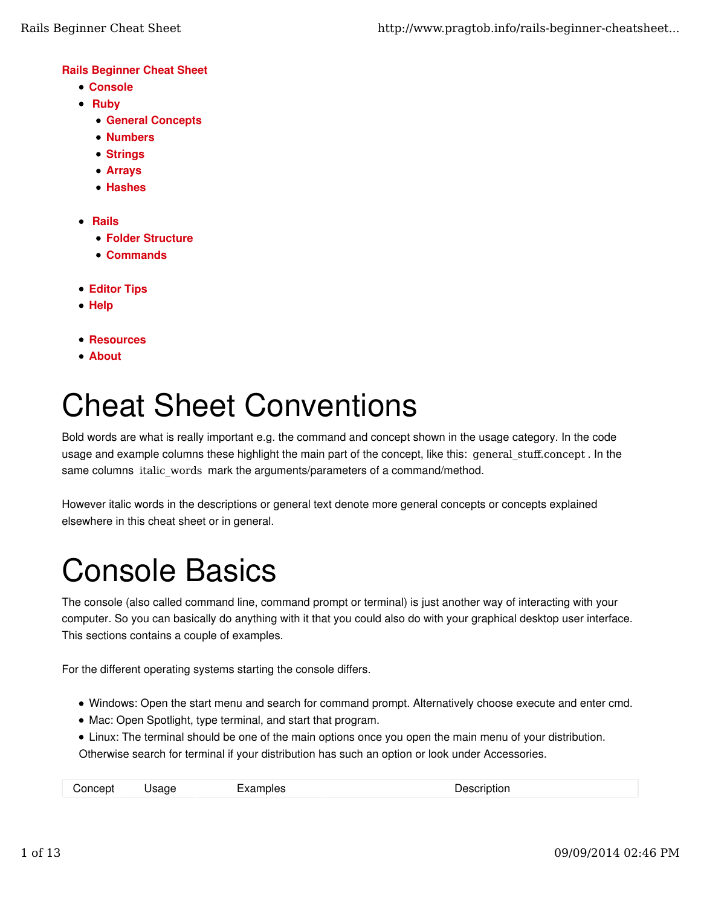**Rails Beginner Cheat Sheet**

- **Console**
- **Ruby**
  - **General Concepts**
  - **Numbers**
  - **Strings**
  - **Arrays**
  - **Hashes**
- **Rails**
  - **Folder Structure**
  - **Commands**
- **Editor Tips**
- **Help**
- **Resources**
- **About**

# Cheat Sheet Conventions

Bold words are what is really important e.g. the command and concept shown in the usage category. In the code usage and example columns these highlight the main part of the concept, like this: `general_stuff.concept` . In the same columns `italic_words` mark the arguments/parameters of a command/method.

However italic words in the descriptions or general text denote more general concepts or concepts explained elsewhere in this cheat sheet or in general.

# Console Basics

The console (also called command line, command prompt or terminal) is just another way of interacting with your computer. So you can basically do anything with it that you could also do with your graphical desktop user interface. This sections contains a couple of examples.

For the different operating systems starting the console differs.

- Windows: Open the start menu and search for command prompt. Alternatively choose execute and enter cmd.
- Mac: Open Spotlight, type terminal, and start that program.
- Linux: The terminal should be one of the main options once you open the main menu of your distribution. Otherwise search for terminal if your distribution has such an option or look under Accessories.

| Concept | Usage | Examples | Description |
|---|---|---|---|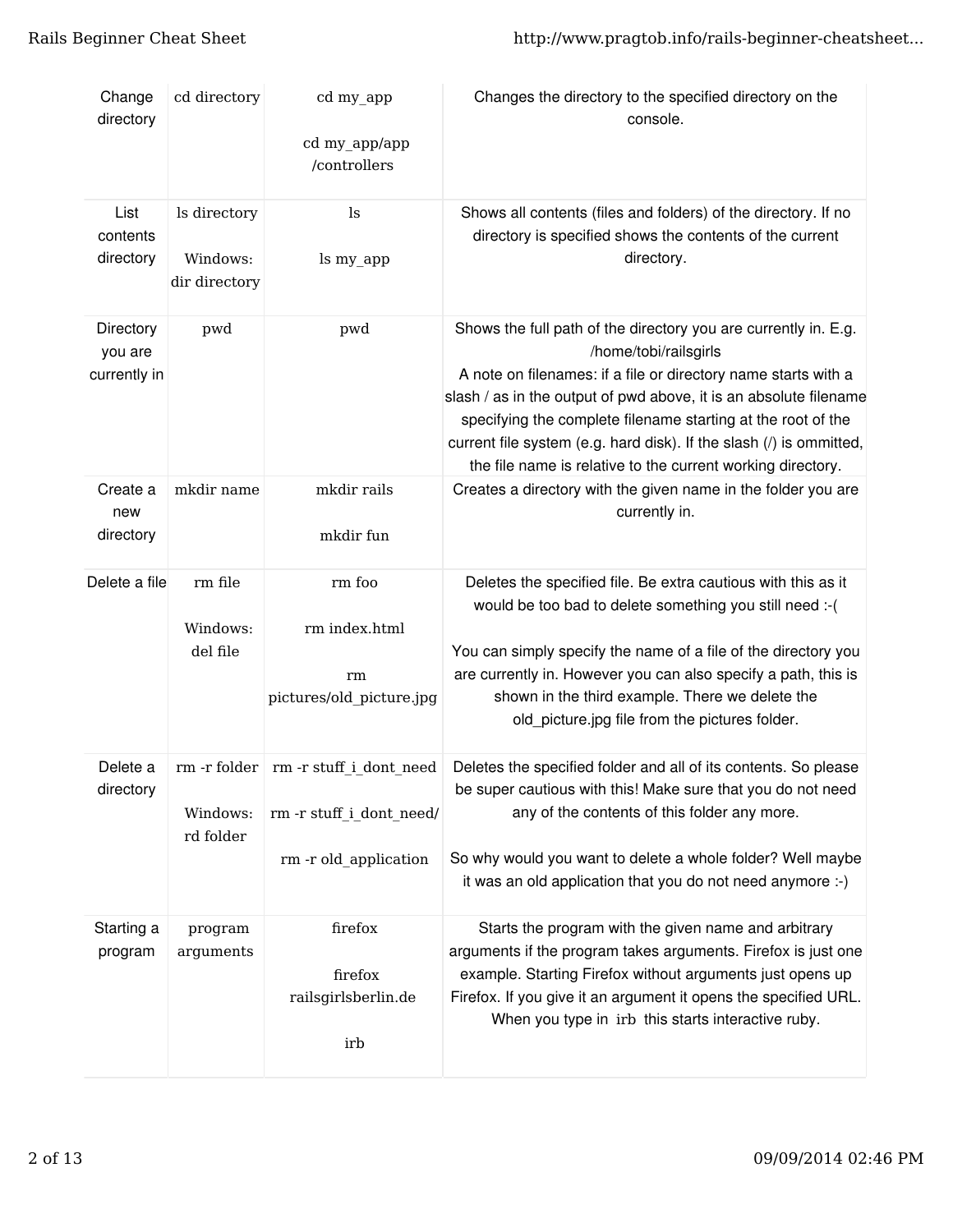| | | | |
|---|---|---|---|
| Change directory | cd directory | cd my_app<br><br>cd my_app/app/controllers | Changes the directory to the specified directory on the console. |
| List contents directory | ls directory<br><br>Windows: dir directory | ls<br><br>ls my_app | Shows all contents (files and folders) of the directory. If no directory is specified shows the contents of the current directory. |
| Directory you are currently in | pwd | pwd | Shows the full path of the directory you are currently in. E.g. /home/tobi/railsgirls<br>A note on filenames: if a file or directory name starts with a slash / as in the output of pwd above, it is an absolute filename specifying the complete filename starting at the root of the current file system (e.g. hard disk). If the slash (/) is ommitted, the file name is relative to the current working directory. |
| Create a new directory | mkdir name | mkdir rails<br><br>mkdir fun | Creates a directory with the given name in the folder you are currently in. |
| Delete a file | rm file<br><br>Windows: del file | rm foo<br><br>rm index.html<br><br>rm pictures/old_picture.jpg | Deletes the specified file. Be extra cautious with this as it would be too bad to delete something you still need :-(<br><br>You can simply specify the name of a file of the directory you are currently in. However you can also specify a path, this is shown in the third example. There we delete the old_picture.jpg file from the pictures folder. |
| Delete a directory | rm -r folder<br><br>Windows: rd folder | rm -r stuff_i_dont_need<br><br>rm -r stuff_i_dont_need/<br><br>rm -r old_application | Deletes the specified folder and all of its contents. So please be super cautious with this! Make sure that you do not need any of the contents of this folder any more.<br><br>So why would you want to delete a whole folder? Well maybe it was an old application that you do not need anymore :-) |
| Starting a program | program arguments | firefox<br><br>firefox railsgirlsberlin.de<br><br>irb | Starts the program with the given name and arbitrary arguments if the program takes arguments. Firefox is just one example. Starting Firefox without arguments just opens up Firefox. If you give it an argument it opens the specified URL. When you type in `irb` this starts interactive ruby. |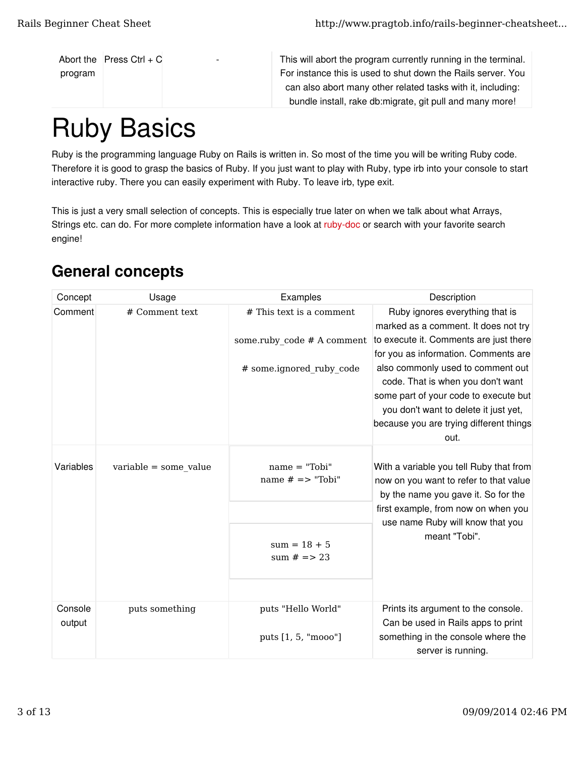| Abort the program | Press Ctrl + C | - | This will abort the program currently running in the terminal. For instance this is used to shut down the Rails server. You can also abort many other related tasks with it, including: bundle install, rake db:migrate, git pull and many more! |
|---|---|---|---|

# Ruby Basics

Ruby is the programming language Ruby on Rails is written in. So most of the time you will be writing Ruby code. Therefore it is good to grasp the basics of Ruby. If you just want to play with Ruby, type irb into your console to start interactive ruby. There you can easily experiment with Ruby. To leave irb, type exit.

This is just a very small selection of concepts. This is especially true later on when we talk about what Arrays, Strings etc. can do. For more complete information have a look at ruby-doc or search with your favorite search engine!

## General concepts

| Concept | Usage | Examples | Description |
|---|---|---|---|
| Comment | `# Comment text` | `# This text is a comment`<br><br>`some.ruby_code # A comment`<br><br>`# some.ignored_ruby_code` | Ruby ignores everything that is marked as a comment. It does not try to execute it. Comments are just there for you as information. Comments are also commonly used to comment out code. That is when you don't want some part of your code to execute but you don't want to delete it just yet, because you are trying different things out. |
| Variables | `variable = some_value` | `name = "Tobi"`<br>`name # => "Tobi"`<br><br>`sum = 18 + 5`<br>`sum # => 23` | With a variable you tell Ruby that from now on you want to refer to that value by the name you gave it. So for the first example, from now on when you use name Ruby will know that you meant "Tobi". |
| Console output | `puts something` | `puts "Hello World"`<br><br>`puts [1, 5, "mooo"]` | Prints its argument to the console. Can be used in Rails apps to print something in the console where the server is running. |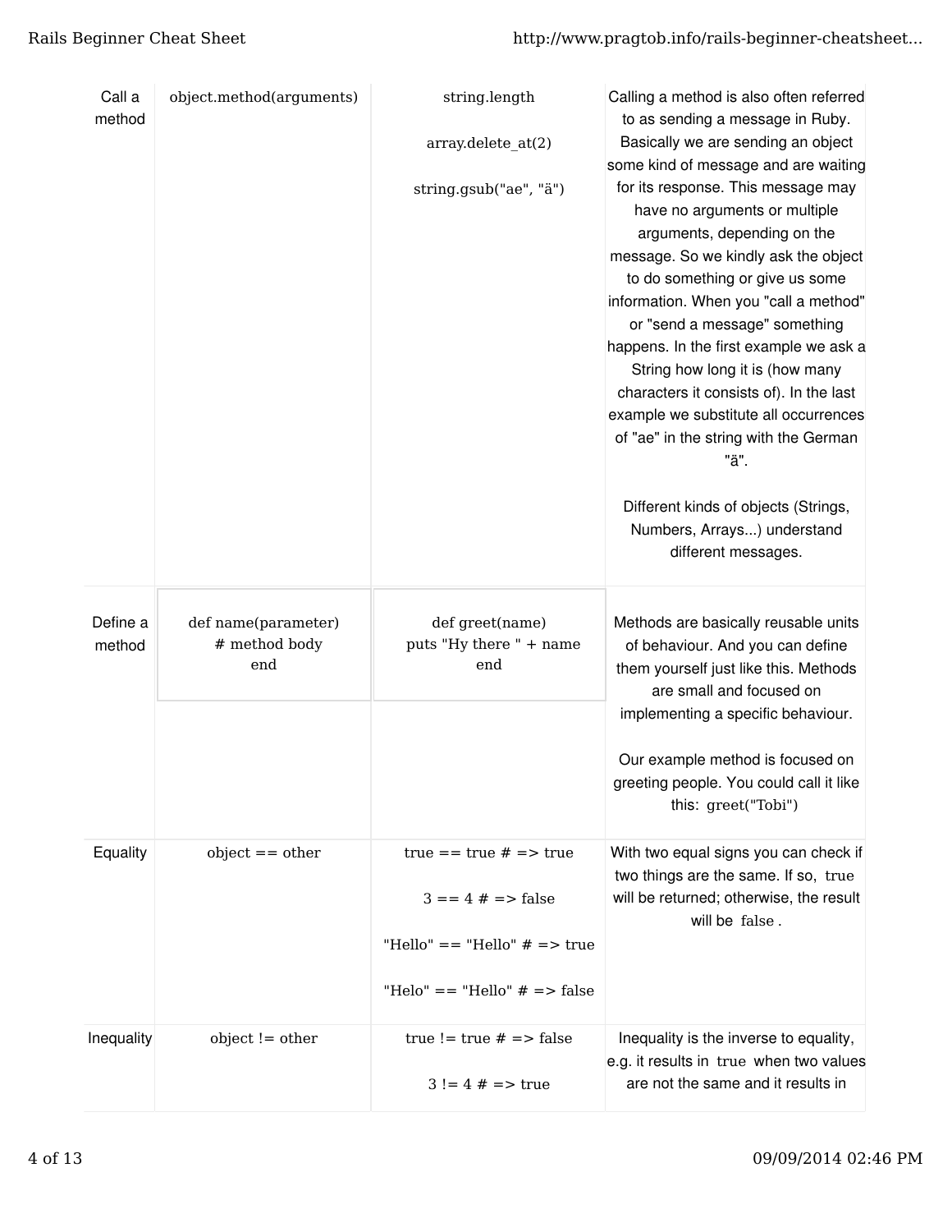| | | | |
|---|---|---|---|
| Call a method | object.method(arguments) | string.length<br><br>array.delete_at(2)<br><br>string.gsub("ae", "ä") | Calling a method is also often referred to as sending a message in Ruby. Basically we are sending an object some kind of message and are waiting for its response. This message may have no arguments or multiple arguments, depending on the message. So we kindly ask the object to do something or give us some information. When you "call a method" or "send a message" something happens. In the first example we ask a String how long it is (how many characters it consists of). In the last example we substitute all occurrences of "ae" in the string with the German "ä".<br><br>Different kinds of objects (Strings, Numbers, Arrays...) understand different messages. |
| Define a method | def name(parameter)<br>&nbsp;&nbsp;# method body<br>end | def greet(name)<br>&nbsp;&nbsp;puts "Hy there " + name<br>end | Methods are basically reusable units of behaviour. And you can define them yourself just like this. Methods are small and focused on implementing a specific behaviour.<br><br>Our example method is focused on greeting people. You could call it like this: `greet("Tobi")` |
| Equality | object == other | true == true # => true<br><br>3 == 4 # => false<br><br>"Hello" == "Hello" # => true<br><br>"Helo" == "Hello" # => false | With two equal signs you can check if two things are the same. If so, `true` will be returned; otherwise, the result will be `false`. |
| Inequality | object != other | true != true # => false<br><br>3 != 4 # => true | Inequality is the inverse to equality, e.g. it results in `true` when two values are not the same and it results in |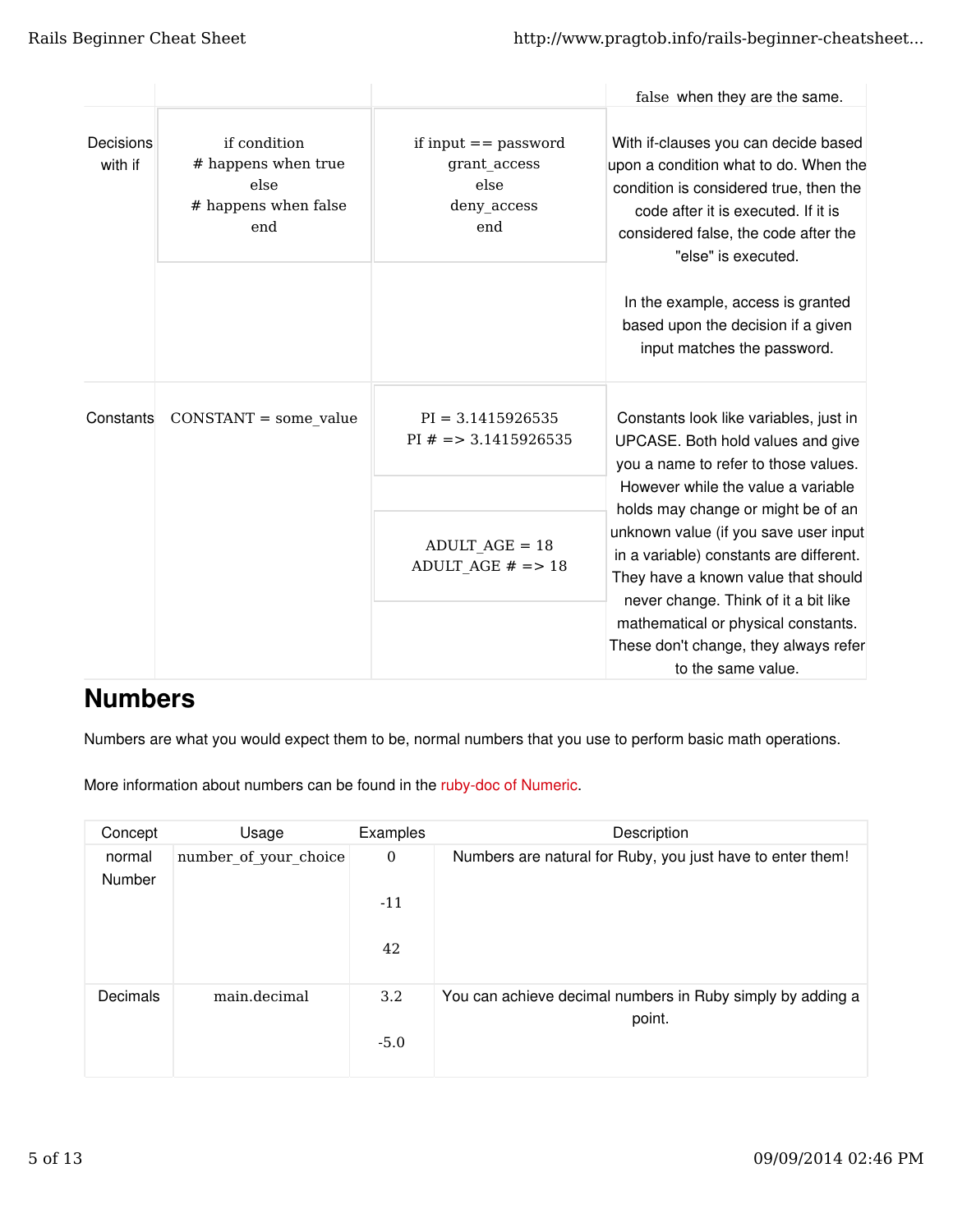| | | | |
|---|---|---|---|
| | | | false when they are the same. |
| Decisions with if | if condition<br># happens when true<br>else<br># happens when false<br>end | if input == password<br>grant_access<br>else<br>deny_access<br>end | With if-clauses you can decide based upon a condition what to do. When the condition is considered true, then the code after it is executed. If it is considered false, the code after the "else" is executed.<br><br>In the example, access is granted based upon the decision if a given input matches the password. |
| Constants | CONSTANT = some_value | PI = 3.1415926535<br>PI # => 3.1415926535<br><br>ADULT_AGE = 18<br>ADULT_AGE # => 18 | Constants look like variables, just in UPCASE. Both hold values and give you a name to refer to those values. However while the value a variable holds may change or might be of an unknown value (if you save user input in a variable) constants are different. They have a known value that should never change. Think of it a bit like mathematical or physical constants. These don't change, they always refer to the same value. |

## Numbers

Numbers are what you would expect them to be, normal numbers that you use to perform basic math operations.

More information about numbers can be found in the ruby-doc of Numeric.

| Concept | Usage | Examples | Description |
|---|---|---|---|
| normal Number | number_of_your_choice | 0<br><br>-11<br><br>42 | Numbers are natural for Ruby, you just have to enter them! |
| Decimals | main.decimal | 3.2<br><br>-5.0 | You can achieve decimal numbers in Ruby simply by adding a point. |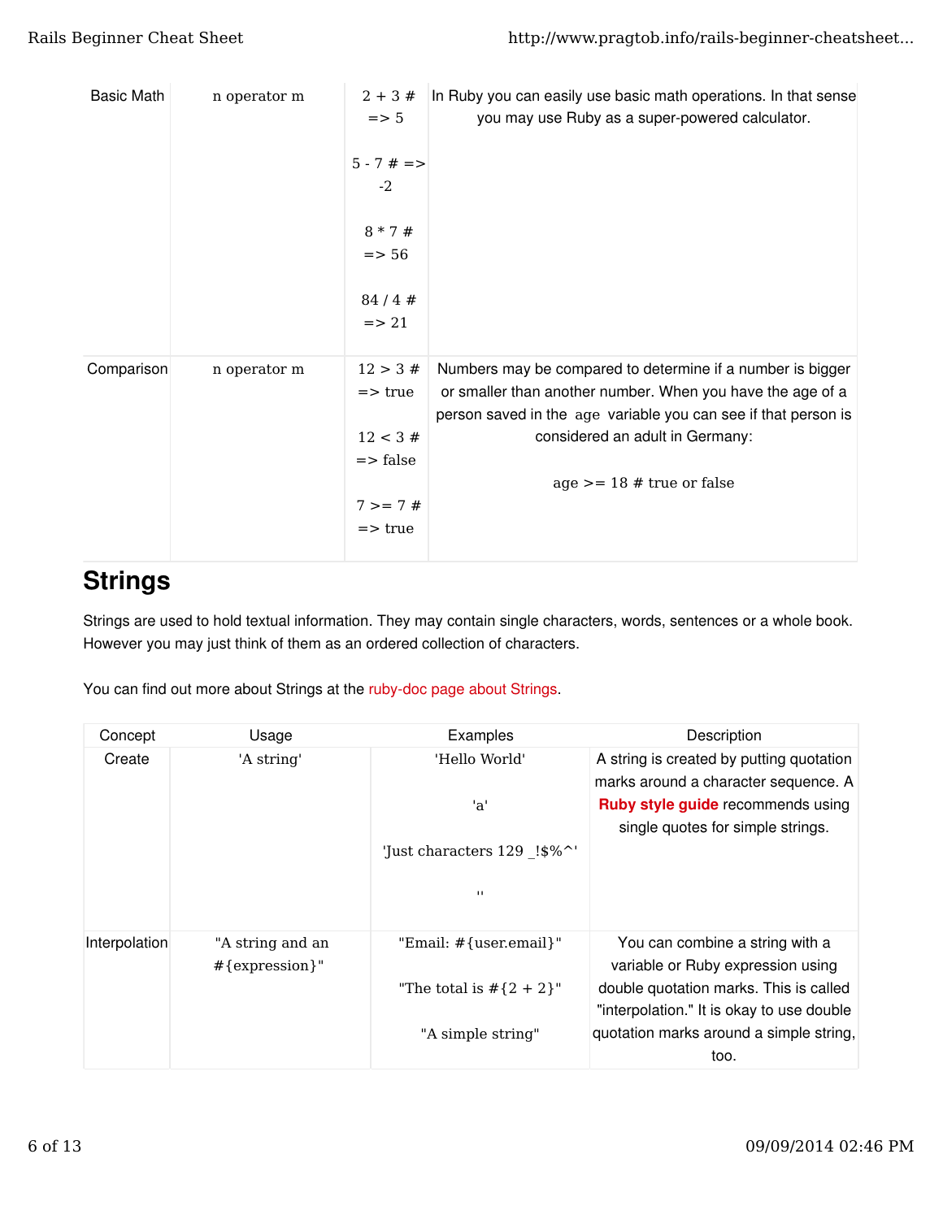| | | | |
|---|---|---|---|
| Basic Math | n operator m | 2 + 3 # => 5<br><br>5 - 7 # => -2<br><br>8 * 7 # => 56<br><br>84 / 4 # => 21 | In Ruby you can easily use basic math operations. In that sense you may use Ruby as a super-powered calculator. |
| Comparison | n operator m | 12 > 3 # => true<br><br>12 < 3 # => false<br><br>7 >= 7 # => true | Numbers may be compared to determine if a number is bigger or smaller than another number. When you have the age of a person saved in the `age` variable you can see if that person is considered an adult in Germany:<br><br>`age >= 18 # true or false` |

## Strings

Strings are used to hold textual information. They may contain single characters, words, sentences or a whole book. However you may just think of them as an ordered collection of characters.

You can find out more about Strings at the ruby-doc page about Strings.

| Concept | Usage | Examples | Description |
|---|---|---|---|
| Create | 'A string' | 'Hello World'<br><br>'a'<br><br>'Just characters 129 _!$%^'<br><br>'' | A string is created by putting quotation marks around a character sequence. A **Ruby style guide** recommends using single quotes for simple strings. |
| Interpolation | "A string and an #{expression}" | "Email: #{user.email}"<br><br>"The total is #{2 + 2}"<br><br>"A simple string" | You can combine a string with a variable or Ruby expression using double quotation marks. This is called "interpolation." It is okay to use double quotation marks around a simple string, too. |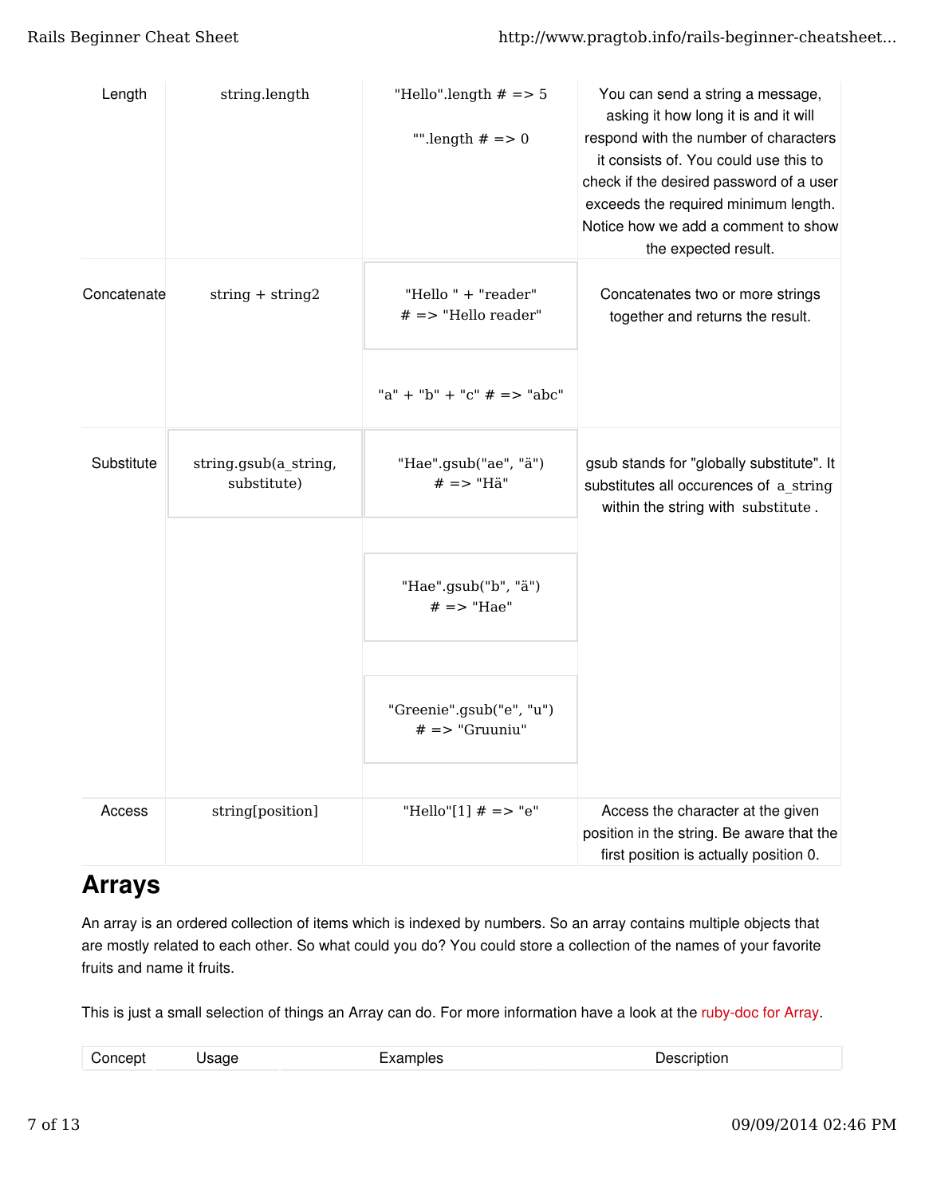| | | | |
|---|---|---|---|
| Length | string.length | "Hello".length # => 5<br><br>"".length # => 0 | You can send a string a message, asking it how long it is and it will respond with the number of characters it consists of. You could use this to check if the desired password of a user exceeds the required minimum length. Notice how we add a comment to show the expected result. |
| Concatenate | string + string2 | "Hello " + "reader" # => "Hello reader"<br><br>"a" + "b" + "c" # => "abc" | Concatenates two or more strings together and returns the result. |
| Substitute | string.gsub(a_string, substitute) | "Hae".gsub("ae", "ä") # => "Hä"<br><br>"Hae".gsub("b", "ä") # => "Hae"<br><br>"Greenie".gsub("e", "u") # => "Gruuniu" | gsub stands for "globally substitute". It substitutes all occurences of a_string within the string with substitute. |
| Access | string[position] | "Hello"[1] # => "e" | Access the character at the given position in the string. Be aware that the first position is actually position 0. |

## Arrays

An array is an ordered collection of items which is indexed by numbers. So an array contains multiple objects that are mostly related to each other. So what could you do? You could store a collection of the names of your favorite fruits and name it fruits.

This is just a small selection of things an Array can do. For more information have a look at the ruby-doc for Array.

| Concept | Usage | Examples | Description |
|---|---|---|---|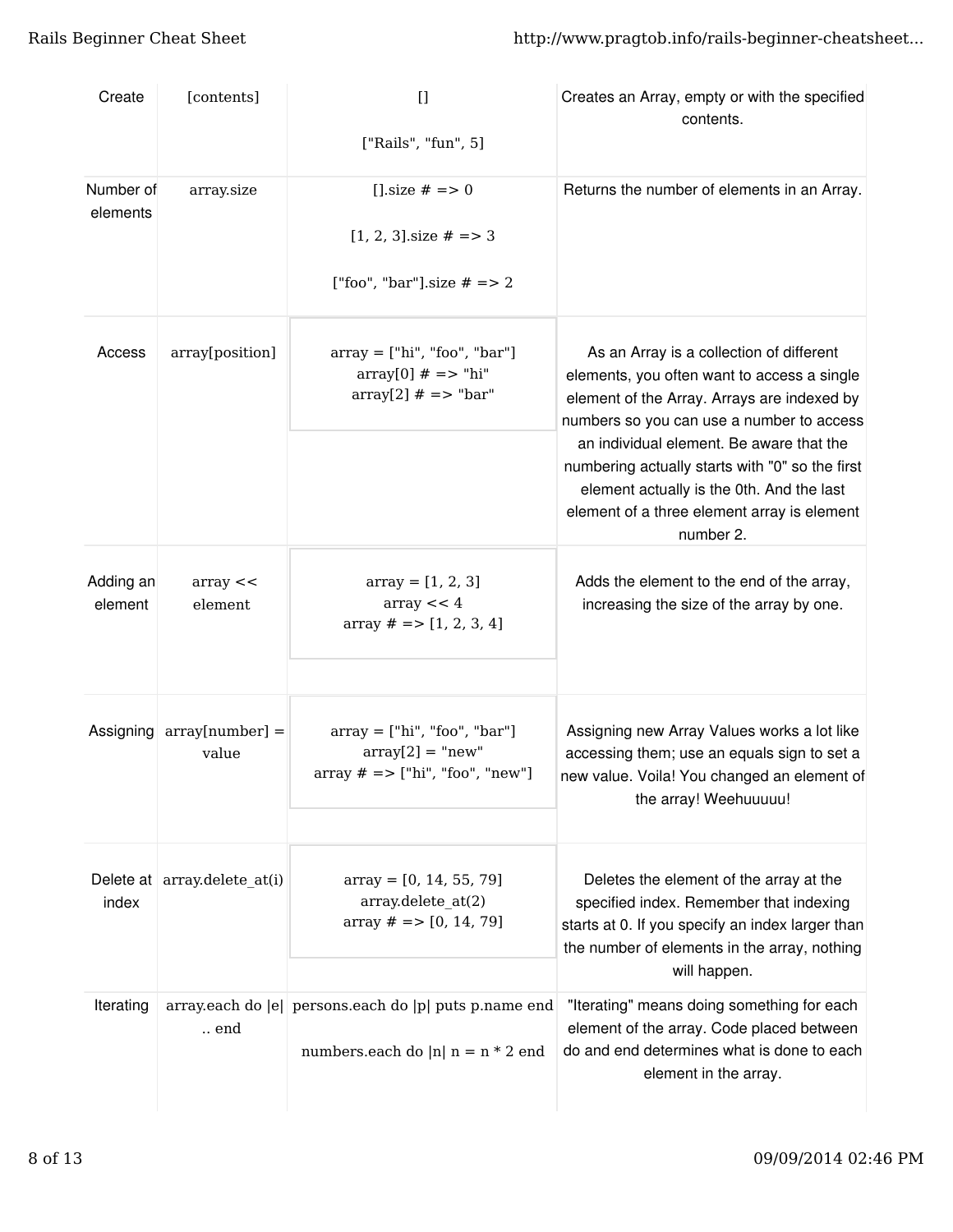| | | | |
|---|---|---|---|
| Create | [contents] | [] <br><br> ["Rails", "fun", 5] | Creates an Array, empty or with the specified contents. |
| Number of elements | array.size | [].size # => 0 <br><br> [1, 2, 3].size # => 3 <br><br> ["foo", "bar"].size # => 2 | Returns the number of elements in an Array. |
| Access | array[position] | array = ["hi", "foo", "bar"] <br> array[0] # => "hi" <br> array[2] # => "bar" | As an Array is a collection of different elements, you often want to access a single element of the Array. Arrays are indexed by numbers so you can use a number to access an individual element. Be aware that the numbering actually starts with "0" so the first element actually is the 0th. And the last element of a three element array is element number 2. |
| Adding an element | array << element | array = [1, 2, 3] <br> array << 4 <br> array # => [1, 2, 3, 4] | Adds the element to the end of the array, increasing the size of the array by one. |
| Assigning | array[number] = value | array = ["hi", "foo", "bar"] <br> array[2] = "new" <br> array # => ["hi", "foo", "new"] | Assigning new Array Values works a lot like accessing them; use an equals sign to set a new value. Voila! You changed an element of the array! Weehuuuuu! |
| Delete at index | array.delete_at(i) | array = [0, 14, 55, 79] <br> array.delete_at(2) <br> array # => [0, 14, 79] | Deletes the element of the array at the specified index. Remember that indexing starts at 0. If you specify an index larger than the number of elements in the array, nothing will happen. |
| Iterating | array.each do \|e\| .. end | persons.each do \|p\| puts p.name end <br><br> numbers.each do \|n\| n = n * 2 end | "Iterating" means doing something for each element of the array. Code placed between do and end determines what is done to each element in the array. |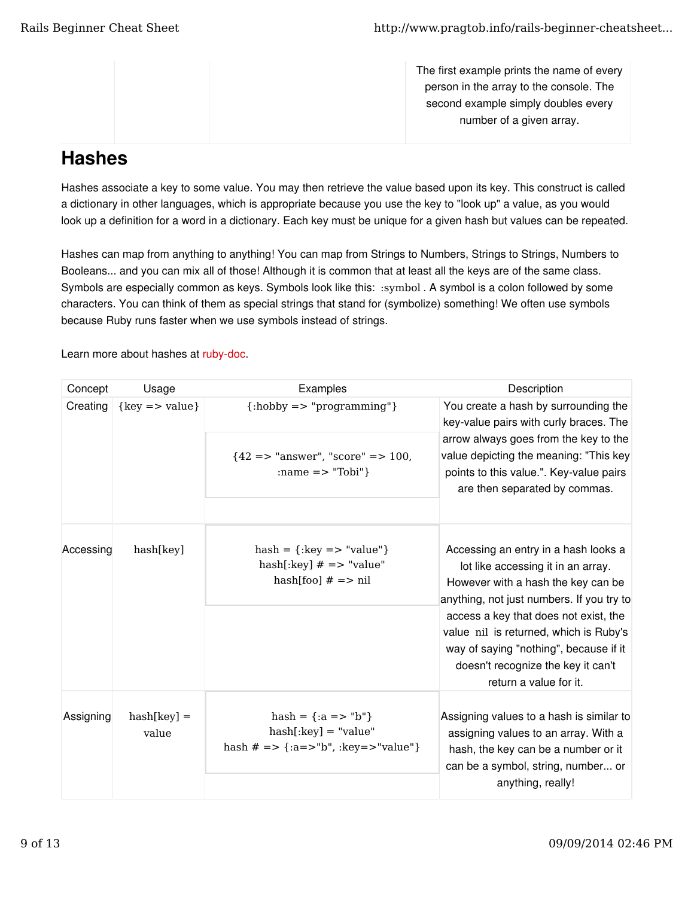| | | | The first example prints the name of every person in the array to the console. The second example simply doubles every number of a given array. |
|---|---|---|---|

## Hashes

Hashes associate a key to some value. You may then retrieve the value based upon its key. This construct is called a dictionary in other languages, which is appropriate because you use the key to "look up" a value, as you would look up a definition for a word in a dictionary. Each key must be unique for a given hash but values can be repeated.

Hashes can map from anything to anything! You can map from Strings to Numbers, Strings to Strings, Numbers to Booleans... and you can mix all of those! Although it is common that at least all the keys are of the same class. Symbols are especially common as keys. Symbols look like this: `:symbol` . A symbol is a colon followed by some characters. You can think of them as special strings that stand for (symbolize) something! We often use symbols because Ruby runs faster when we use symbols instead of strings.

Learn more about hashes at ruby-doc.

| Concept | Usage | Examples | Description |
|---|---|---|---|
| Creating | `{key => value}` | `{:hobby => "programming"}`<br><br>`{42 => "answer", "score" => 100, :name => "Tobi"}` | You create a hash by surrounding the key-value pairs with curly braces. The arrow always goes from the key to the value depicting the meaning: "This key points to this value.". Key-value pairs are then separated by commas. |
| Accessing | `hash[key]` | `hash = {:key => "value"}`<br>`hash[:key] # => "value"`<br>`hash[foo] # => nil` | Accessing an entry in a hash looks a lot like accessing it in an array. However with a hash the key can be anything, not just numbers. If you try to access a key that does not exist, the value `nil` is returned, which is Ruby's way of saying "nothing", because if it doesn't recognize the key it can't return a value for it. |
| Assigning | `hash[key] = value` | `hash = {:a => "b"}`<br>`hash[:key] = "value"`<br>`hash # => {:a=>"b", :key=>"value"}` | Assigning values to a hash is similar to assigning values to an array. With a hash, the key can be a number or it can be a symbol, string, number... or anything, really! |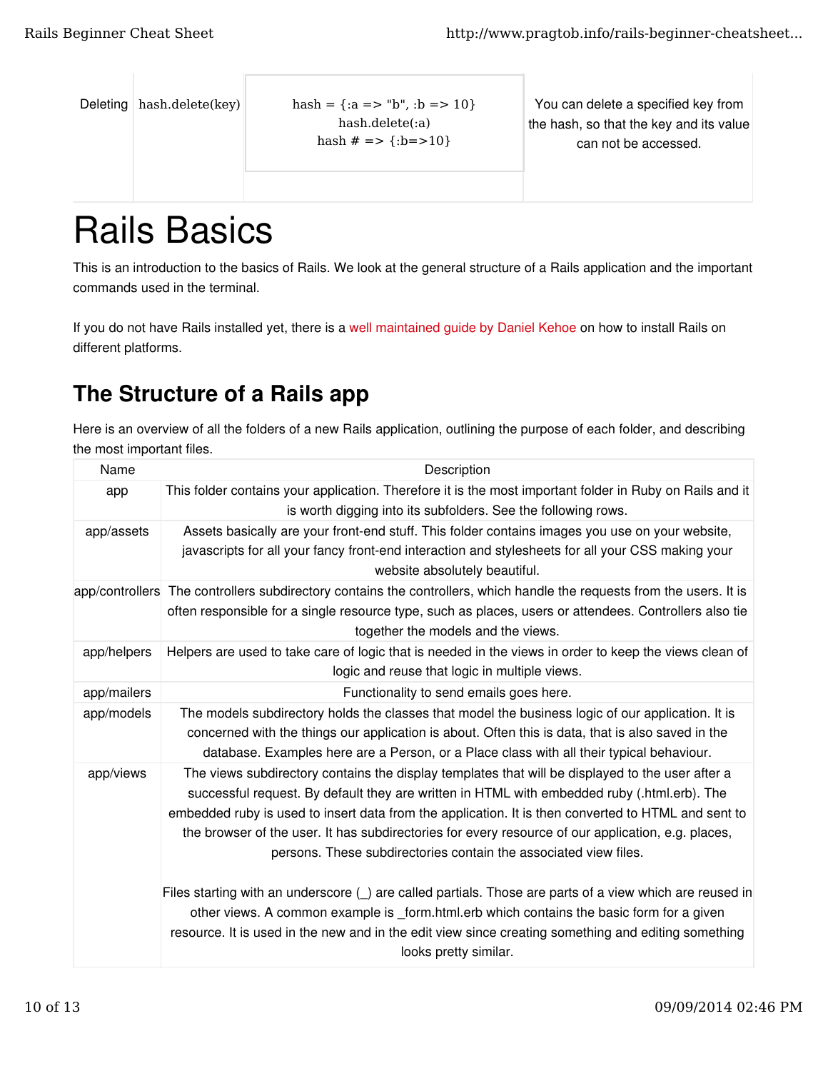| Deleting | hash.delete(key) | hash = {:a => "b", :b => 10}<br>hash.delete(:a)<br>hash # => {:b=>10} | You can delete a specified key from the hash, so that the key and its value can not be accessed. |
|---|---|---|---|

# Rails Basics

This is an introduction to the basics of Rails. We look at the general structure of a Rails application and the important commands used in the terminal.

If you do not have Rails installed yet, there is a well maintained guide by Daniel Kehoe on how to install Rails on different platforms.

## The Structure of a Rails app

Here is an overview of all the folders of a new Rails application, outlining the purpose of each folder, and describing the most important files.

| Name | Description |
|---|---|
| app | This folder contains your application. Therefore it is the most important folder in Ruby on Rails and it is worth digging into its subfolders. See the following rows. |
| app/assets | Assets basically are your front-end stuff. This folder contains images you use on your website, javascripts for all your fancy front-end interaction and stylesheets for all your CSS making your website absolutely beautiful. |
| app/controllers | The controllers subdirectory contains the controllers, which handle the requests from the users. It is often responsible for a single resource type, such as places, users or attendees. Controllers also tie together the models and the views. |
| app/helpers | Helpers are used to take care of logic that is needed in the views in order to keep the views clean of logic and reuse that logic in multiple views. |
| app/mailers | Functionality to send emails goes here. |
| app/models | The models subdirectory holds the classes that model the business logic of our application. It is concerned with the things our application is about. Often this is data, that is also saved in the database. Examples here are a Person, or a Place class with all their typical behaviour. |
| app/views | The views subdirectory contains the display templates that will be displayed to the user after a successful request. By default they are written in HTML with embedded ruby (.html.erb). The embedded ruby is used to insert data from the application. It is then converted to HTML and sent to the browser of the user. It has subdirectories for every resource of our application, e.g. places, persons. These subdirectories contain the associated view files.<br><br>Files starting with an underscore (_) are called partials. Those are parts of a view which are reused in other views. A common example is _form.html.erb which contains the basic form for a given resource. It is used in the new and in the edit view since creating something and editing something looks pretty similar. |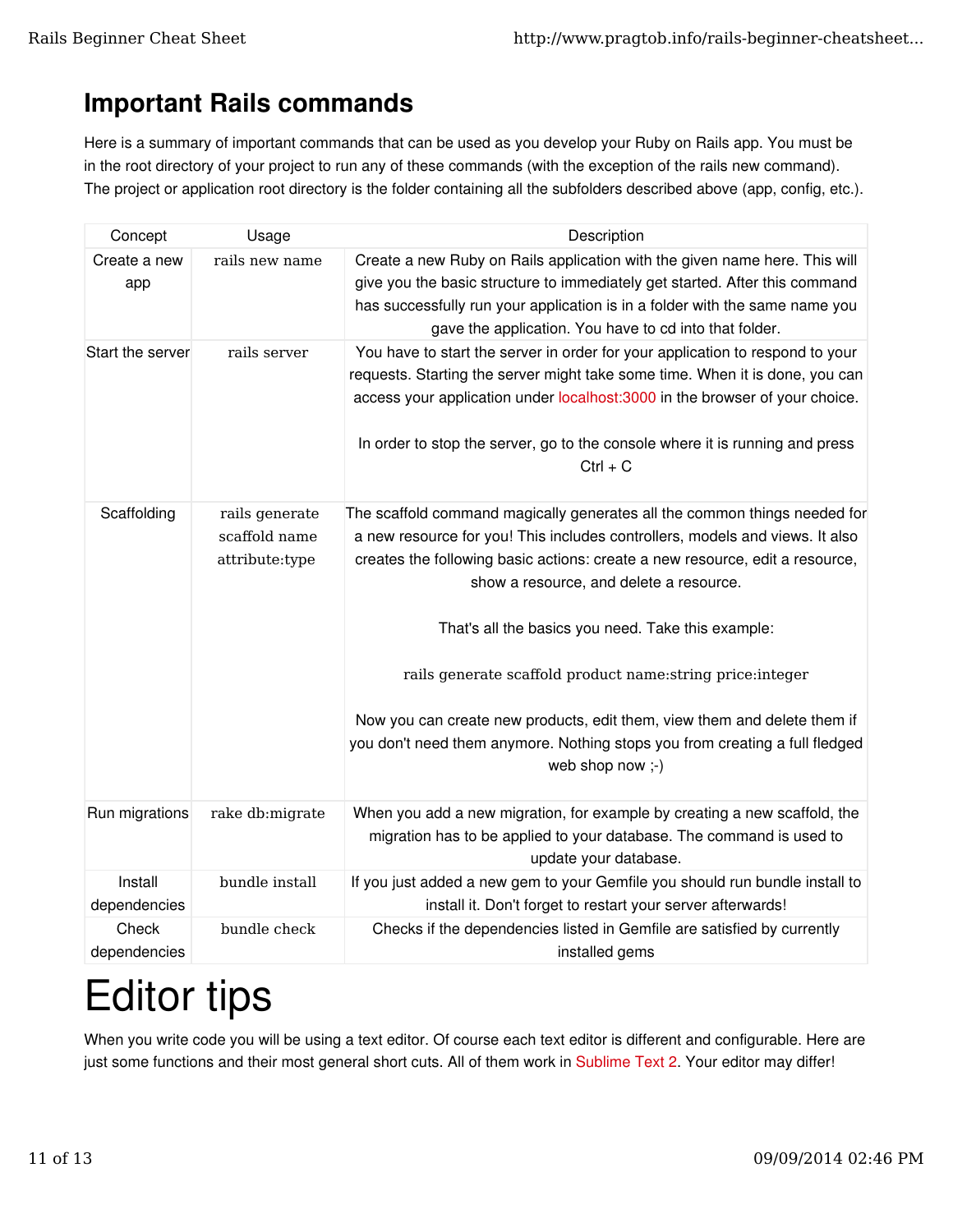## Important Rails commands

Here is a summary of important commands that can be used as you develop your Ruby on Rails app. You must be in the root directory of your project to run any of these commands (with the exception of the rails new command). The project or application root directory is the folder containing all the subfolders described above (app, config, etc.).

| Concept | Usage | Description |
|---|---|---|
| Create a new app | `rails new name` | Create a new Ruby on Rails application with the given name here. This will give you the basic structure to immediately get started. After this command has successfully run your application is in a folder with the same name you gave the application. You have to cd into that folder. |
| Start the server | `rails server` | You have to start the server in order for your application to respond to your requests. Starting the server might take some time. When it is done, you can access your application under localhost:3000 in the browser of your choice.<br><br>In order to stop the server, go to the console where it is running and press Ctrl + C |
| Scaffolding | `rails generate scaffold name attribute:type` | The scaffold command magically generates all the common things needed for a new resource for you! This includes controllers, models and views. It also creates the following basic actions: create a new resource, edit a resource, show a resource, and delete a resource.<br><br>That's all the basics you need. Take this example:<br><br>`rails generate scaffold product name:string price:integer`<br><br>Now you can create new products, edit them, view them and delete them if you don't need them anymore. Nothing stops you from creating a full fledged web shop now ;-) |
| Run migrations | `rake db:migrate` | When you add a new migration, for example by creating a new scaffold, the migration has to be applied to your database. The command is used to update your database. |
| Install dependencies | `bundle install` | If you just added a new gem to your Gemfile you should run bundle install to install it. Don't forget to restart your server afterwards! |
| Check dependencies | `bundle check` | Checks if the dependencies listed in Gemfile are satisfied by currently installed gems |

# Editor tips

When you write code you will be using a text editor. Of course each text editor is different and configurable. Here are just some functions and their most general short cuts. All of them work in Sublime Text 2. Your editor may differ!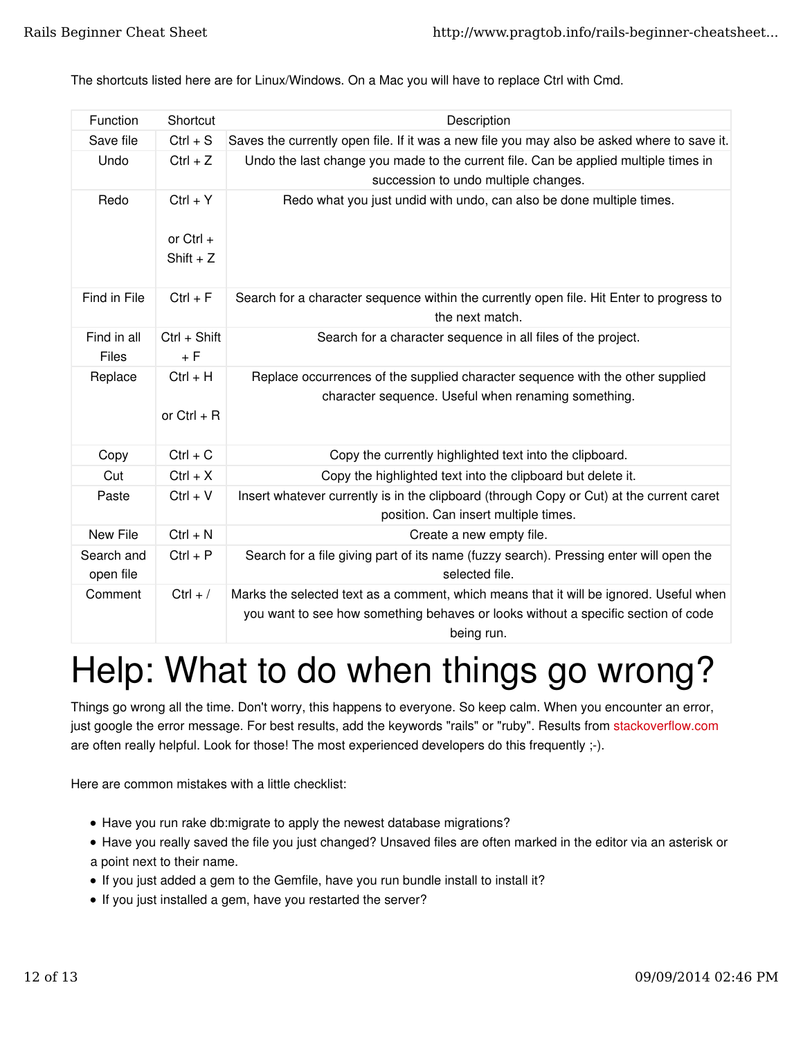The shortcuts listed here are for Linux/Windows. On a Mac you will have to replace Ctrl with Cmd.

| Function | Shortcut | Description |
|---|---|---|
| Save file | Ctrl + S | Saves the currently open file. If it was a new file you may also be asked where to save it. |
| Undo | Ctrl + Z | Undo the last change you made to the current file. Can be applied multiple times in succession to undo multiple changes. |
| Redo | Ctrl + Y or Ctrl + Shift + Z | Redo what you just undid with undo, can also be done multiple times. |
| Find in File | Ctrl + F | Search for a character sequence within the currently open file. Hit Enter to progress to the next match. |
| Find in all Files | Ctrl + Shift + F | Search for a character sequence in all files of the project. |
| Replace | Ctrl + H or Ctrl + R | Replace occurrences of the supplied character sequence with the other supplied character sequence. Useful when renaming something. |
| Copy | Ctrl + C | Copy the currently highlighted text into the clipboard. |
| Cut | Ctrl + X | Copy the highlighted text into the clipboard but delete it. |
| Paste | Ctrl + V | Insert whatever currently is in the clipboard (through Copy or Cut) at the current caret position. Can insert multiple times. |
| New File | Ctrl + N | Create a new empty file. |
| Search and open file | Ctrl + P | Search for a file giving part of its name (fuzzy search). Pressing enter will open the selected file. |
| Comment | Ctrl + / | Marks the selected text as a comment, which means that it will be ignored. Useful when you want to see how something behaves or looks without a specific section of code being run. |

# Help: What to do when things go wrong?

Things go wrong all the time. Don't worry, this happens to everyone. So keep calm. When you encounter an error, just google the error message. For best results, add the keywords "rails" or "ruby". Results from stackoverflow.com are often really helpful. Look for those! The most experienced developers do this frequently ;-).

Here are common mistakes with a little checklist:

- Have you run rake db:migrate to apply the newest database migrations?
- Have you really saved the file you just changed? Unsaved files are often marked in the editor via an asterisk or a point next to their name.
- If you just added a gem to the Gemfile, have you run bundle install to install it?
- If you just installed a gem, have you restarted the server?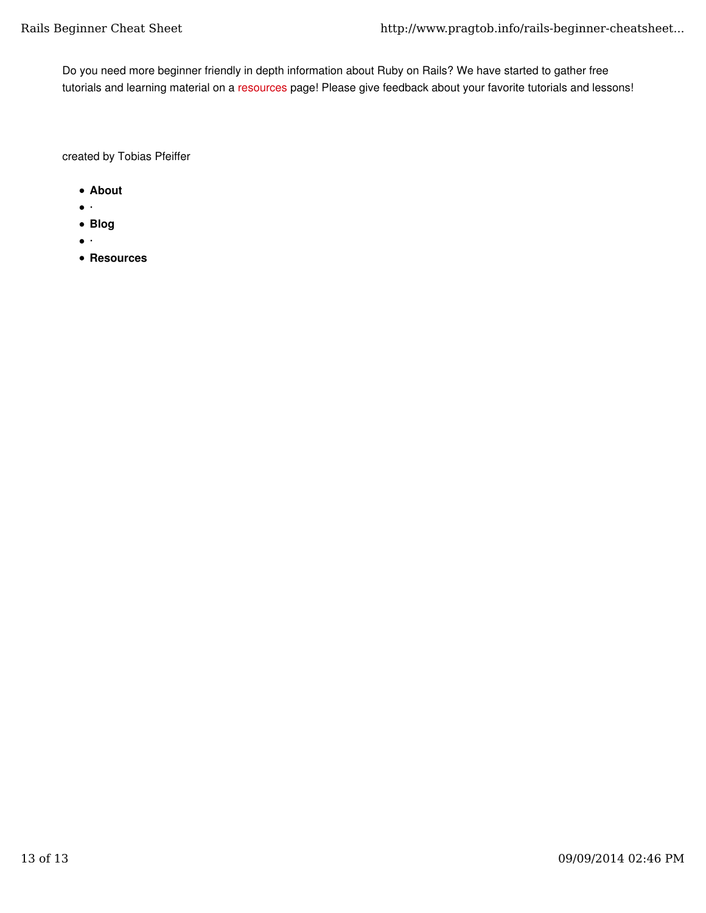Do you need more beginner friendly in depth information about Ruby on Rails? We have started to gather free tutorials and learning material on a resources page! Please give feedback about your favorite tutorials and lessons!

created by Tobias Pfeiffer

- **About**
- ·
- **Blog**
- ·
- **Resources**